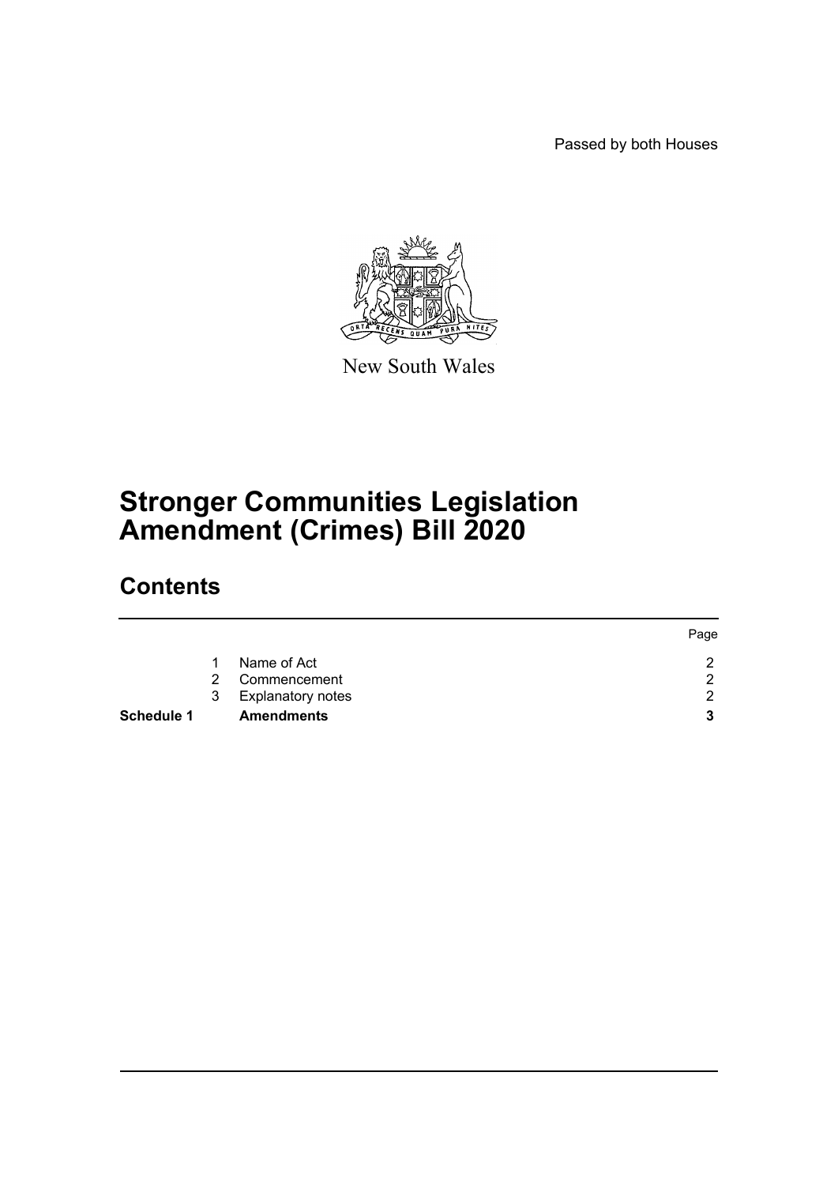Passed by both Houses

New South Wales

# Stronger Communities Legislation Amendment (Crimes) Bill 2020

## Contents

| | | | Page |
|---|---|---|---|
| | 1 | Name of Act | 2 |
| | 2 | Commencement | 2 |
| | 3 | Explanatory notes | 2 |
| **Schedule 1** | | **Amendments** | **3** |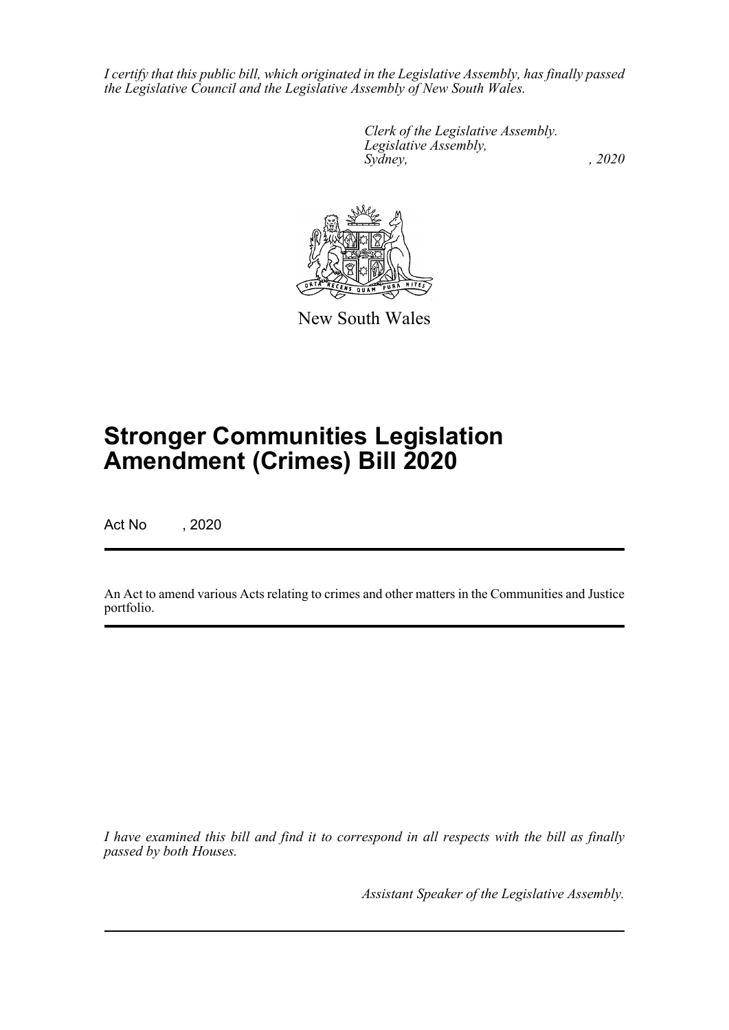*I certify that this public bill, which originated in the Legislative Assembly, has finally passed the Legislative Council and the Legislative Assembly of New South Wales.*

*Clerk of the Legislative Assembly.*
*Legislative Assembly,*
*Sydney, , 2020*

New South Wales

# Stronger Communities Legislation Amendment (Crimes) Bill 2020

Act No , 2020

An Act to amend various Acts relating to crimes and other matters in the Communities and Justice portfolio.

*I have examined this bill and find it to correspond in all respects with the bill as finally passed by both Houses.*

*Assistant Speaker of the Legislative Assembly.*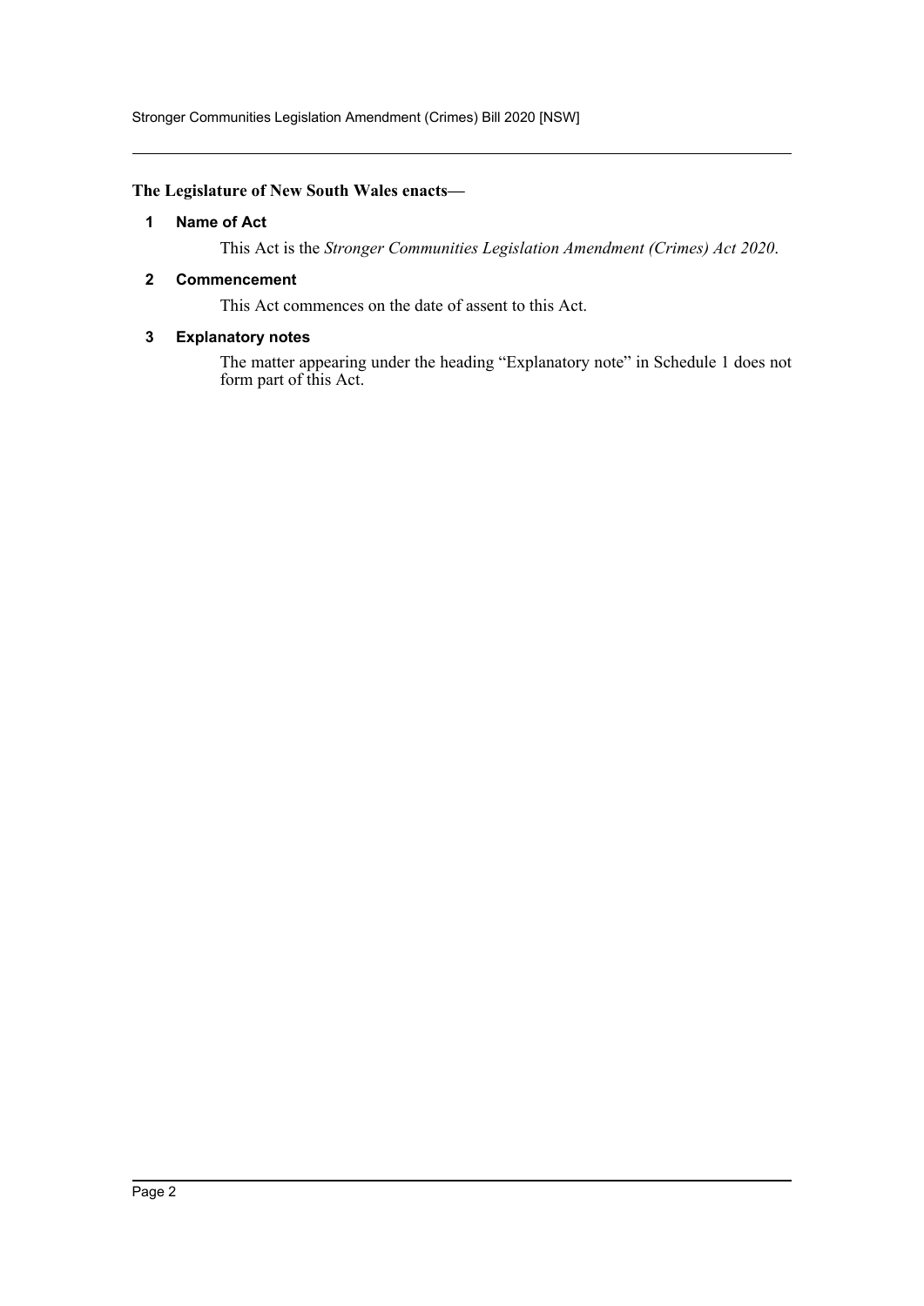**The Legislature of New South Wales enacts—**

## 1 Name of Act

This Act is the *Stronger Communities Legislation Amendment (Crimes) Act 2020*.

## 2 Commencement

This Act commences on the date of assent to this Act.

## 3 Explanatory notes

The matter appearing under the heading "Explanatory note" in Schedule 1 does not form part of this Act.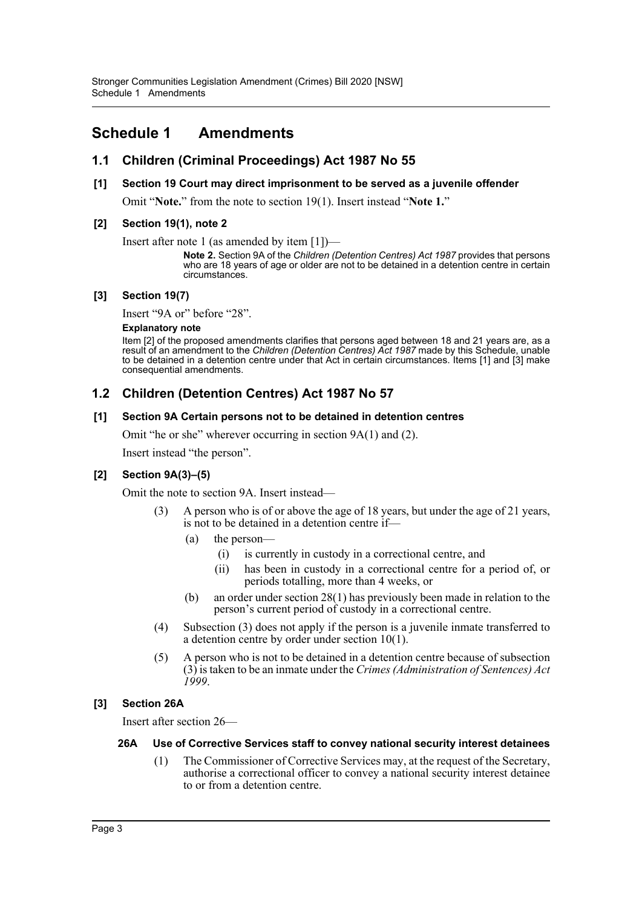# Schedule 1 Amendments

## 1.1 Children (Criminal Proceedings) Act 1987 No 55

### [1] Section 19 Court may direct imprisonment to be served as a juvenile offender

Omit "**Note.**" from the note to section 19(1). Insert instead "**Note 1.**"

### [2] Section 19(1), note 2

Insert after note 1 (as amended by item [1])—

> **Note 2.** Section 9A of the *Children (Detention Centres) Act 1987* provides that persons who are 18 years of age or older are not to be detained in a detention centre in certain circumstances.

### [3] Section 19(7)

Insert "9A or" before "28".

**Explanatory note**

Item [2] of the proposed amendments clarifies that persons aged between 18 and 21 years are, as a result of an amendment to the *Children (Detention Centres) Act 1987* made by this Schedule, unable to be detained in a detention centre under that Act in certain circumstances. Items [1] and [3] make consequential amendments.

## 1.2 Children (Detention Centres) Act 1987 No 57

### [1] Section 9A Certain persons not to be detained in detention centres

Omit "he or she" wherever occurring in section 9A(1) and (2).

Insert instead "the person".

### [2] Section 9A(3)–(5)

Omit the note to section 9A. Insert instead—

(3) A person who is of or above the age of 18 years, but under the age of 21 years, is not to be detained in a detention centre if—

- (a) the person—
  - (i) is currently in custody in a correctional centre, and
  - (ii) has been in custody in a correctional centre for a period of, or periods totalling, more than 4 weeks, or
- (b) an order under section 28(1) has previously been made in relation to the person's current period of custody in a correctional centre.

(4) Subsection (3) does not apply if the person is a juvenile inmate transferred to a detention centre by order under section 10(1).

(5) A person who is not to be detained in a detention centre because of subsection (3) is taken to be an inmate under the *Crimes (Administration of Sentences) Act 1999*.

### [3] Section 26A

Insert after section 26—

#### 26A Use of Corrective Services staff to convey national security interest detainees

(1) The Commissioner of Corrective Services may, at the request of the Secretary, authorise a correctional officer to convey a national security interest detainee to or from a detention centre.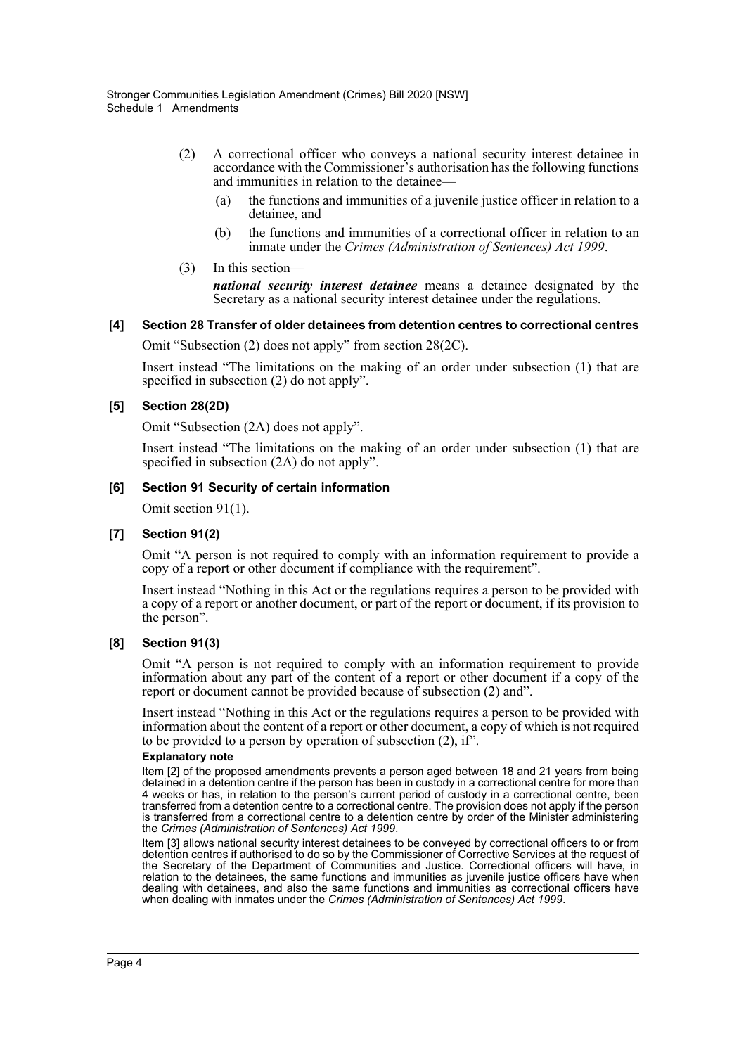(2) A correctional officer who conveys a national security interest detainee in accordance with the Commissioner's authorisation has the following functions and immunities in relation to the detainee—

(a) the functions and immunities of a juvenile justice officer in relation to a detainee, and

(b) the functions and immunities of a correctional officer in relation to an inmate under the *Crimes (Administration of Sentences) Act 1999*.

(3) In this section—

***national security interest detainee*** means a detainee designated by the Secretary as a national security interest detainee under the regulations.

**[4] Section 28 Transfer of older detainees from detention centres to correctional centres**

Omit "Subsection (2) does not apply" from section 28(2C).

Insert instead "The limitations on the making of an order under subsection (1) that are specified in subsection (2) do not apply".

**[5] Section 28(2D)**

Omit "Subsection (2A) does not apply".

Insert instead "The limitations on the making of an order under subsection (1) that are specified in subsection (2A) do not apply".

**[6] Section 91 Security of certain information**

Omit section 91(1).

**[7] Section 91(2)**

Omit "A person is not required to comply with an information requirement to provide a copy of a report or other document if compliance with the requirement".

Insert instead "Nothing in this Act or the regulations requires a person to be provided with a copy of a report or another document, or part of the report or document, if its provision to the person".

**[8] Section 91(3)**

Omit "A person is not required to comply with an information requirement to provide information about any part of the content of a report or other document if a copy of the report or document cannot be provided because of subsection (2) and".

Insert instead "Nothing in this Act or the regulations requires a person to be provided with information about the content of a report or other document, a copy of which is not required to be provided to a person by operation of subsection (2), if".

**Explanatory note**

Item [2] of the proposed amendments prevents a person aged between 18 and 21 years from being detained in a detention centre if the person has been in custody in a correctional centre for more than 4 weeks or has, in relation to the person's current period of custody in a correctional centre, been transferred from a detention centre to a correctional centre. The provision does not apply if the person is transferred from a correctional centre to a detention centre by order of the Minister administering the *Crimes (Administration of Sentences) Act 1999*.

Item [3] allows national security interest detainees to be conveyed by correctional officers to or from detention centres if authorised to do so by the Commissioner of Corrective Services at the request of the Secretary of the Department of Communities and Justice. Correctional officers will have, in relation to the detainees, the same functions and immunities as juvenile justice officers have when dealing with detainees, and also the same functions and immunities as correctional officers have when dealing with inmates under the *Crimes (Administration of Sentences) Act 1999*.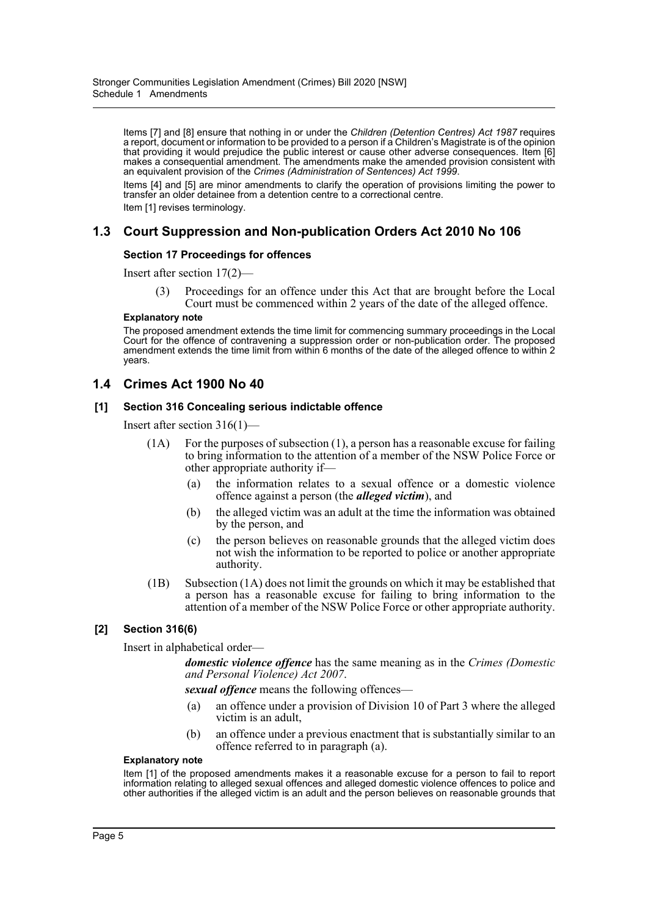Items [7] and [8] ensure that nothing in or under the *Children (Detention Centres) Act 1987* requires a report, document or information to be provided to a person if a Children's Magistrate is of the opinion that providing it would prejudice the public interest or cause other adverse consequences. Item [6] makes a consequential amendment. The amendments make the amended provision consistent with an equivalent provision of the *Crimes (Administration of Sentences) Act 1999*.

Items [4] and [5] are minor amendments to clarify the operation of provisions limiting the power to transfer an older detainee from a detention centre to a correctional centre.

Item [1] revises terminology.

## 1.3 Court Suppression and Non-publication Orders Act 2010 No 106

### Section 17 Proceedings for offences

Insert after section 17(2)—

(3) Proceedings for an offence under this Act that are brought before the Local Court must be commenced within 2 years of the date of the alleged offence.

#### Explanatory note

The proposed amendment extends the time limit for commencing summary proceedings in the Local Court for the offence of contravening a suppression order or non-publication order. The proposed amendment extends the time limit from within 6 months of the date of the alleged offence to within 2 years.

## 1.4 Crimes Act 1900 No 40

### [1] Section 316 Concealing serious indictable offence

Insert after section 316(1)—

(1A) For the purposes of subsection (1), a person has a reasonable excuse for failing to bring information to the attention of a member of the NSW Police Force or other appropriate authority if—

(a) the information relates to a sexual offence or a domestic violence offence against a person (the ***alleged victim***), and

(b) the alleged victim was an adult at the time the information was obtained by the person, and

(c) the person believes on reasonable grounds that the alleged victim does not wish the information to be reported to police or another appropriate authority.

(1B) Subsection (1A) does not limit the grounds on which it may be established that a person has a reasonable excuse for failing to bring information to the attention of a member of the NSW Police Force or other appropriate authority.

### [2] Section 316(6)

Insert in alphabetical order—

***domestic violence offence*** has the same meaning as in the *Crimes (Domestic and Personal Violence) Act 2007*.

***sexual offence*** means the following offences—

(a) an offence under a provision of Division 10 of Part 3 where the alleged victim is an adult,

(b) an offence under a previous enactment that is substantially similar to an offence referred to in paragraph (a).

#### Explanatory note

Item [1] of the proposed amendments makes it a reasonable excuse for a person to fail to report information relating to alleged sexual offences and alleged domestic violence offences to police and other authorities if the alleged victim is an adult and the person believes on reasonable grounds that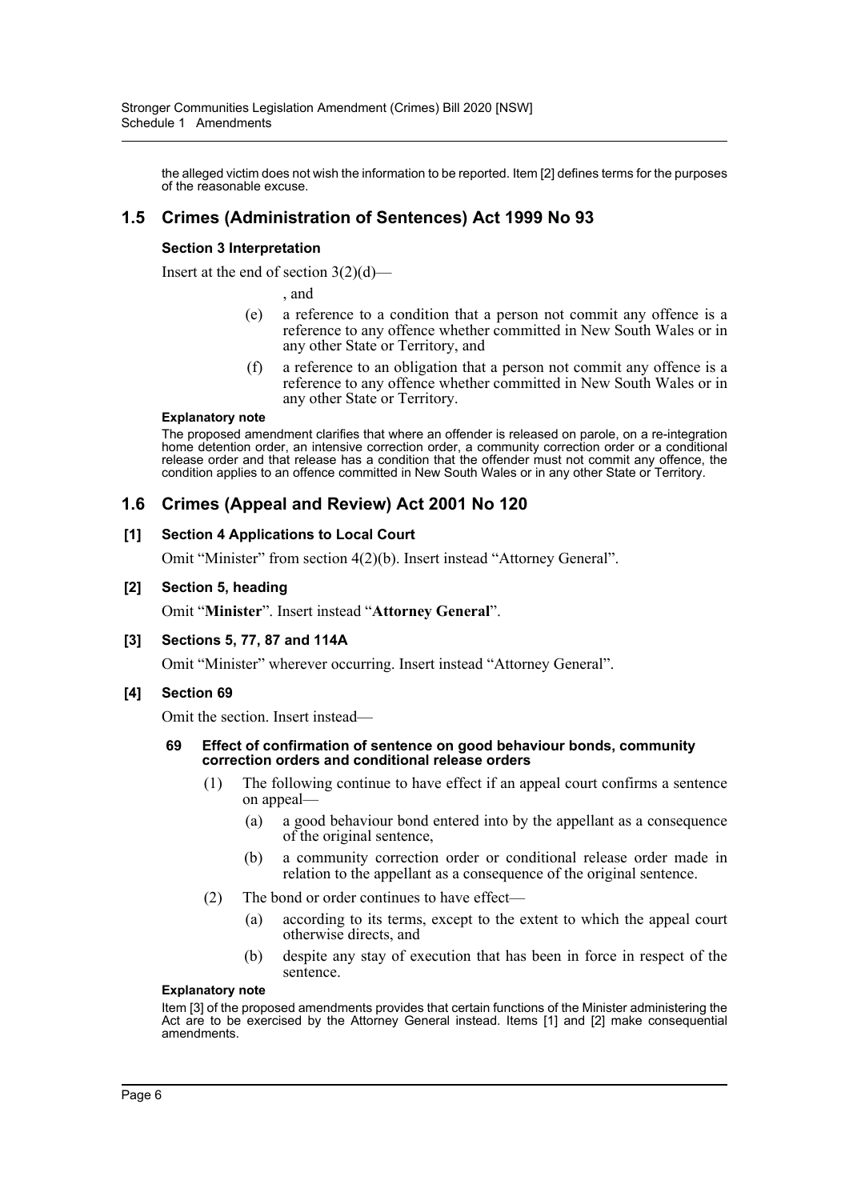the alleged victim does not wish the information to be reported. Item [2] defines terms for the purposes of the reasonable excuse.

## 1.5 Crimes (Administration of Sentences) Act 1999 No 93

### Section 3 Interpretation

Insert at the end of section 3(2)(d)—

, and

(e) a reference to a condition that a person not commit any offence is a reference to any offence whether committed in New South Wales or in any other State or Territory, and

(f) a reference to an obligation that a person not commit any offence is a reference to any offence whether committed in New South Wales or in any other State or Territory.

**Explanatory note**

The proposed amendment clarifies that where an offender is released on parole, on a re-integration home detention order, an intensive correction order, a community correction order or a conditional release order and that release has a condition that the offender must not commit any offence, the condition applies to an offence committed in New South Wales or in any other State or Territory.

## 1.6 Crimes (Appeal and Review) Act 2001 No 120

### [1] Section 4 Applications to Local Court

Omit "Minister" from section 4(2)(b). Insert instead "Attorney General".

### [2] Section 5, heading

Omit "**Minister**". Insert instead "**Attorney General**".

### [3] Sections 5, 77, 87 and 114A

Omit "Minister" wherever occurring. Insert instead "Attorney General".

### [4] Section 69

Omit the section. Insert instead—

**69 Effect of confirmation of sentence on good behaviour bonds, community correction orders and conditional release orders**

(1) The following continue to have effect if an appeal court confirms a sentence on appeal—

(a) a good behaviour bond entered into by the appellant as a consequence of the original sentence,

(b) a community correction order or conditional release order made in relation to the appellant as a consequence of the original sentence.

(2) The bond or order continues to have effect—

(a) according to its terms, except to the extent to which the appeal court otherwise directs, and

(b) despite any stay of execution that has been in force in respect of the sentence.

**Explanatory note**

Item [3] of the proposed amendments provides that certain functions of the Minister administering the Act are to be exercised by the Attorney General instead. Items [1] and [2] make consequential amendments.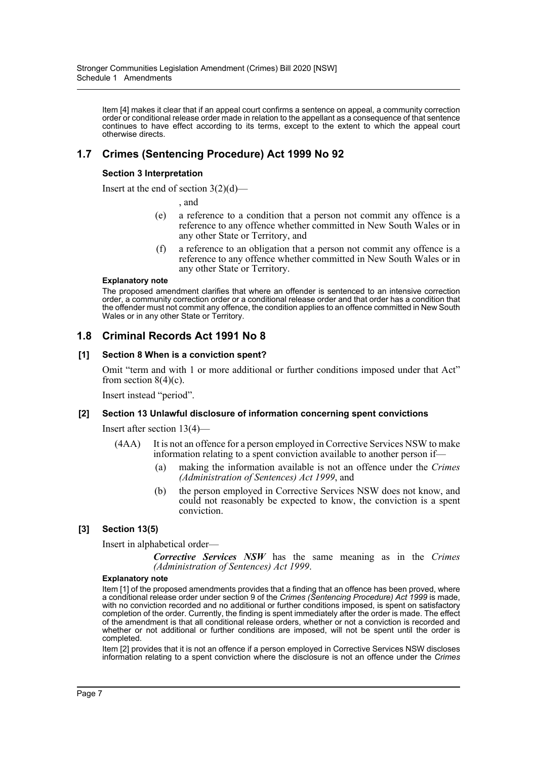Item [4] makes it clear that if an appeal court confirms a sentence on appeal, a community correction order or conditional release order made in relation to the appellant as a consequence of that sentence continues to have effect according to its terms, except to the extent to which the appeal court otherwise directs.

## 1.7 Crimes (Sentencing Procedure) Act 1999 No 92

### Section 3 Interpretation

Insert at the end of section 3(2)(d)—

, and

(e) a reference to a condition that a person not commit any offence is a reference to any offence whether committed in New South Wales or in any other State or Territory, and

(f) a reference to an obligation that a person not commit any offence is a reference to any offence whether committed in New South Wales or in any other State or Territory.

#### Explanatory note

The proposed amendment clarifies that where an offender is sentenced to an intensive correction order, a community correction order or a conditional release order and that order has a condition that the offender must not commit any offence, the condition applies to an offence committed in New South Wales or in any other State or Territory.

## 1.8 Criminal Records Act 1991 No 8

### [1] Section 8 When is a conviction spent?

Omit "term and with 1 or more additional or further conditions imposed under that Act" from section 8(4)(c).

Insert instead "period".

### [2] Section 13 Unlawful disclosure of information concerning spent convictions

Insert after section 13(4)—

(4AA) It is not an offence for a person employed in Corrective Services NSW to make information relating to a spent conviction available to another person if—

(a) making the information available is not an offence under the *Crimes (Administration of Sentences) Act 1999*, and

(b) the person employed in Corrective Services NSW does not know, and could not reasonably be expected to know, the conviction is a spent conviction.

### [3] Section 13(5)

Insert in alphabetical order—

***Corrective Services NSW*** has the same meaning as in the *Crimes (Administration of Sentences) Act 1999*.

#### Explanatory note

Item [1] of the proposed amendments provides that a finding that an offence has been proved, where a conditional release order under section 9 of the *Crimes (Sentencing Procedure) Act 1999* is made, with no conviction recorded and no additional or further conditions imposed, is spent on satisfactory completion of the order. Currently, the finding is spent immediately after the order is made. The effect of the amendment is that all conditional release orders, whether or not a conviction is recorded and whether or not additional or further conditions are imposed, will not be spent until the order is completed.

Item [2] provides that it is not an offence if a person employed in Corrective Services NSW discloses information relating to a spent conviction where the disclosure is not an offence under the *Crimes*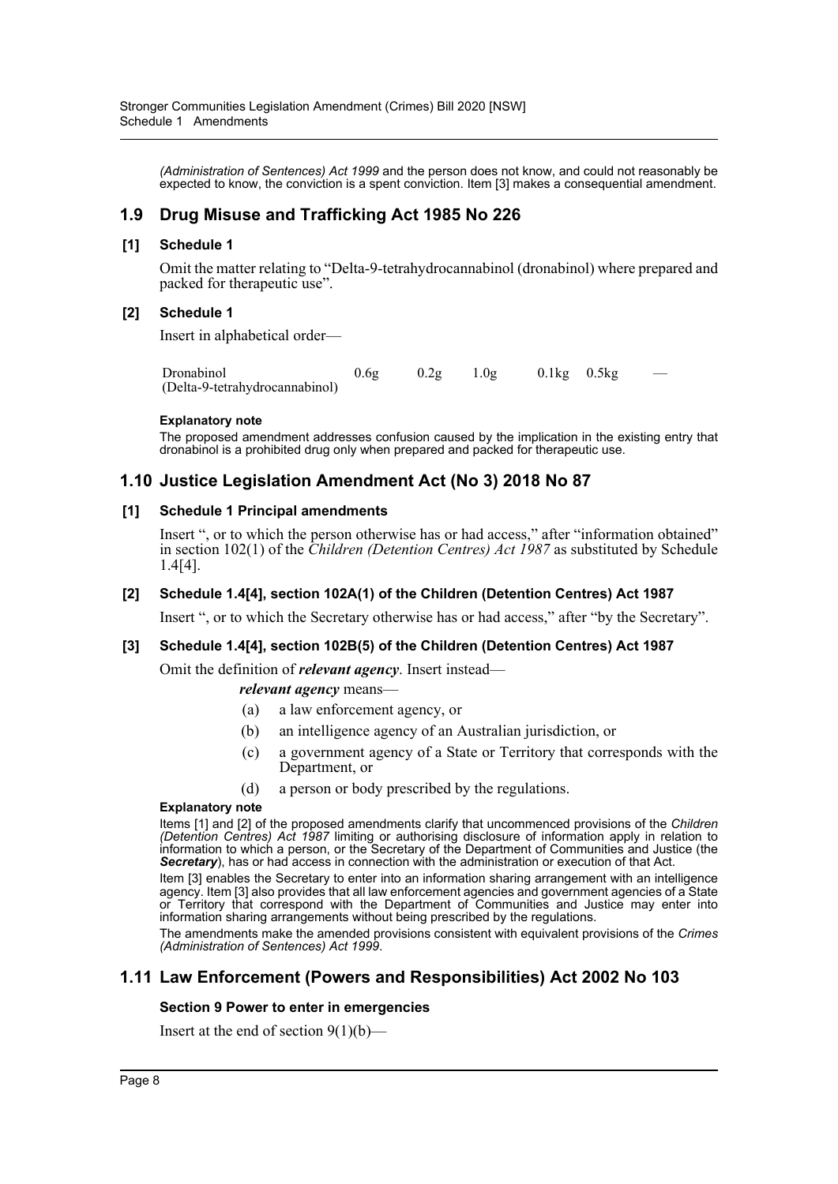*(Administration of Sentences) Act 1999* and the person does not know, and could not reasonably be expected to know, the conviction is a spent conviction. Item [3] makes a consequential amendment.

## 1.9 Drug Misuse and Trafficking Act 1985 No 226

### [1] Schedule 1

Omit the matter relating to "Delta-9-tetrahydrocannabinol (dronabinol) where prepared and packed for therapeutic use".

### [2] Schedule 1

Insert in alphabetical order—

| | | | | | | |
|---|---|---|---|---|---|---|
| Dronabinol (Delta-9-tetrahydrocannabinol) | 0.6g | 0.2g | 1.0g | 0.1kg | 0.5kg | — |

#### Explanatory note

The proposed amendment addresses confusion caused by the implication in the existing entry that dronabinol is a prohibited drug only when prepared and packed for therapeutic use.

## 1.10 Justice Legislation Amendment Act (No 3) 2018 No 87

### [1] Schedule 1 Principal amendments

Insert ", or to which the person otherwise has or had access," after "information obtained" in section 102(1) of the *Children (Detention Centres) Act 1987* as substituted by Schedule 1.4[4].

### [2] Schedule 1.4[4], section 102A(1) of the Children (Detention Centres) Act 1987

Insert ", or to which the Secretary otherwise has or had access," after "by the Secretary".

### [3] Schedule 1.4[4], section 102B(5) of the Children (Detention Centres) Act 1987

Omit the definition of ***relevant agency***. Insert instead—

***relevant agency*** means—

(a) a law enforcement agency, or

(b) an intelligence agency of an Australian jurisdiction, or

(c) a government agency of a State or Territory that corresponds with the Department, or

(d) a person or body prescribed by the regulations.

#### Explanatory note

Items [1] and [2] of the proposed amendments clarify that uncommenced provisions of the *Children (Detention Centres) Act 1987* limiting or authorising disclosure of information apply in relation to information to which a person, or the Secretary of the Department of Communities and Justice (the ***Secretary***), has or had access in connection with the administration or execution of that Act.

Item [3] enables the Secretary to enter into an information sharing arrangement with an intelligence agency. Item [3] also provides that all law enforcement agencies and government agencies of a State or Territory that correspond with the Department of Communities and Justice may enter into information sharing arrangements without being prescribed by the regulations.

The amendments make the amended provisions consistent with equivalent provisions of the *Crimes (Administration of Sentences) Act 1999*.

## 1.11 Law Enforcement (Powers and Responsibilities) Act 2002 No 103

### Section 9 Power to enter in emergencies

Insert at the end of section 9(1)(b)—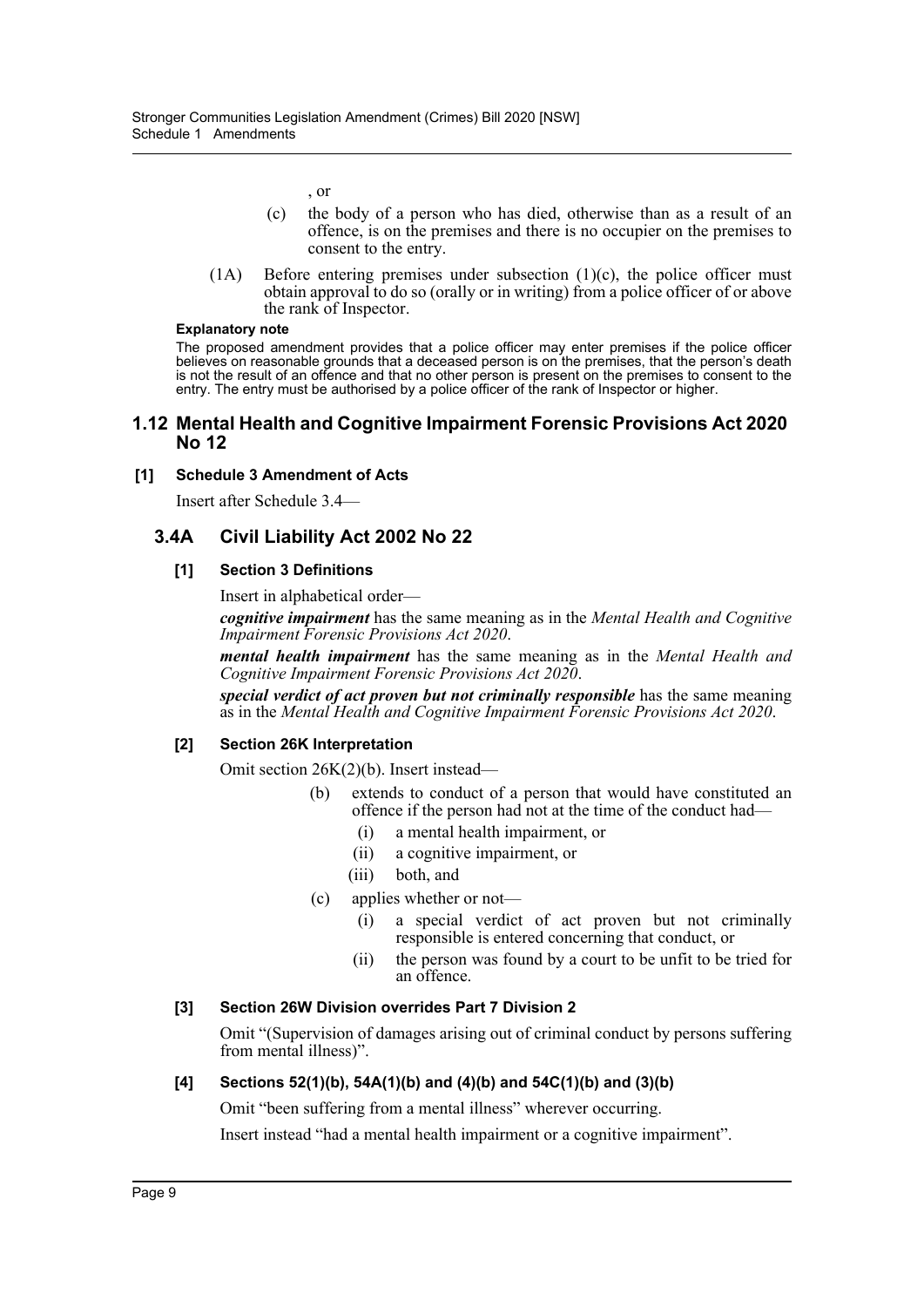, or

(c) the body of a person who has died, otherwise than as a result of an offence, is on the premises and there is no occupier on the premises to consent to the entry.

(1A) Before entering premises under subsection (1)(c), the police officer must obtain approval to do so (orally or in writing) from a police officer of or above the rank of Inspector.

**Explanatory note**

The proposed amendment provides that a police officer may enter premises if the police officer believes on reasonable grounds that a deceased person is on the premises, that the person's death is not the result of an offence and that no other person is present on the premises to consent to the entry. The entry must be authorised by a police officer of the rank of Inspector or higher.

## 1.12 Mental Health and Cognitive Impairment Forensic Provisions Act 2020 No 12

**[1] Schedule 3 Amendment of Acts**

Insert after Schedule 3.4—

## 3.4A Civil Liability Act 2002 No 22

**[1] Section 3 Definitions**

Insert in alphabetical order—

***cognitive impairment*** has the same meaning as in the *Mental Health and Cognitive Impairment Forensic Provisions Act 2020*.

***mental health impairment*** has the same meaning as in the *Mental Health and Cognitive Impairment Forensic Provisions Act 2020*.

***special verdict of act proven but not criminally responsible*** has the same meaning as in the *Mental Health and Cognitive Impairment Forensic Provisions Act 2020*.

**[2] Section 26K Interpretation**

Omit section 26K(2)(b). Insert instead—

(b) extends to conduct of a person that would have constituted an offence if the person had not at the time of the conduct had—

(i) a mental health impairment, or

(ii) a cognitive impairment, or

(iii) both, and

(c) applies whether or not—

(i) a special verdict of act proven but not criminally responsible is entered concerning that conduct, or

(ii) the person was found by a court to be unfit to be tried for an offence.

**[3] Section 26W Division overrides Part 7 Division 2**

Omit "(Supervision of damages arising out of criminal conduct by persons suffering from mental illness)".

**[4] Sections 52(1)(b), 54A(1)(b) and (4)(b) and 54C(1)(b) and (3)(b)**

Omit "been suffering from a mental illness" wherever occurring.

Insert instead "had a mental health impairment or a cognitive impairment".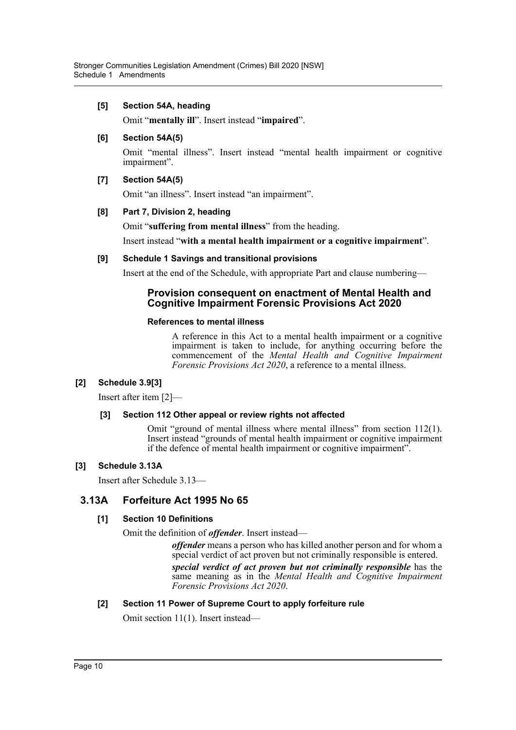**[5] Section 54A, heading**

Omit "**mentally ill**". Insert instead "**impaired**".

**[6] Section 54A(5)**

Omit "mental illness". Insert instead "mental health impairment or cognitive impairment".

**[7] Section 54A(5)**

Omit "an illness". Insert instead "an impairment".

**[8] Part 7, Division 2, heading**

Omit "**suffering from mental illness**" from the heading.

Insert instead "**with a mental health impairment or a cognitive impairment**".

**[9] Schedule 1 Savings and transitional provisions**

Insert at the end of the Schedule, with appropriate Part and clause numbering—

### Provision consequent on enactment of Mental Health and Cognitive Impairment Forensic Provisions Act 2020

**References to mental illness**

A reference in this Act to a mental health impairment or a cognitive impairment is taken to include, for anything occurring before the commencement of the *Mental Health and Cognitive Impairment Forensic Provisions Act 2020*, a reference to a mental illness.

**[2] Schedule 3.9[3]**

Insert after item [2]—

**[3] Section 112 Other appeal or review rights not affected**

Omit "ground of mental illness where mental illness" from section 112(1). Insert instead "grounds of mental health impairment or cognitive impairment if the defence of mental health impairment or cognitive impairment".

**[3] Schedule 3.13A**

Insert after Schedule 3.13—

## 3.13A Forfeiture Act 1995 No 65

**[1] Section 10 Definitions**

Omit the definition of ***offender***. Insert instead—

***offender*** means a person who has killed another person and for whom a special verdict of act proven but not criminally responsible is entered.

***special verdict of act proven but not criminally responsible*** has the same meaning as in the *Mental Health and Cognitive Impairment Forensic Provisions Act 2020*.

**[2] Section 11 Power of Supreme Court to apply forfeiture rule**

Omit section 11(1). Insert instead—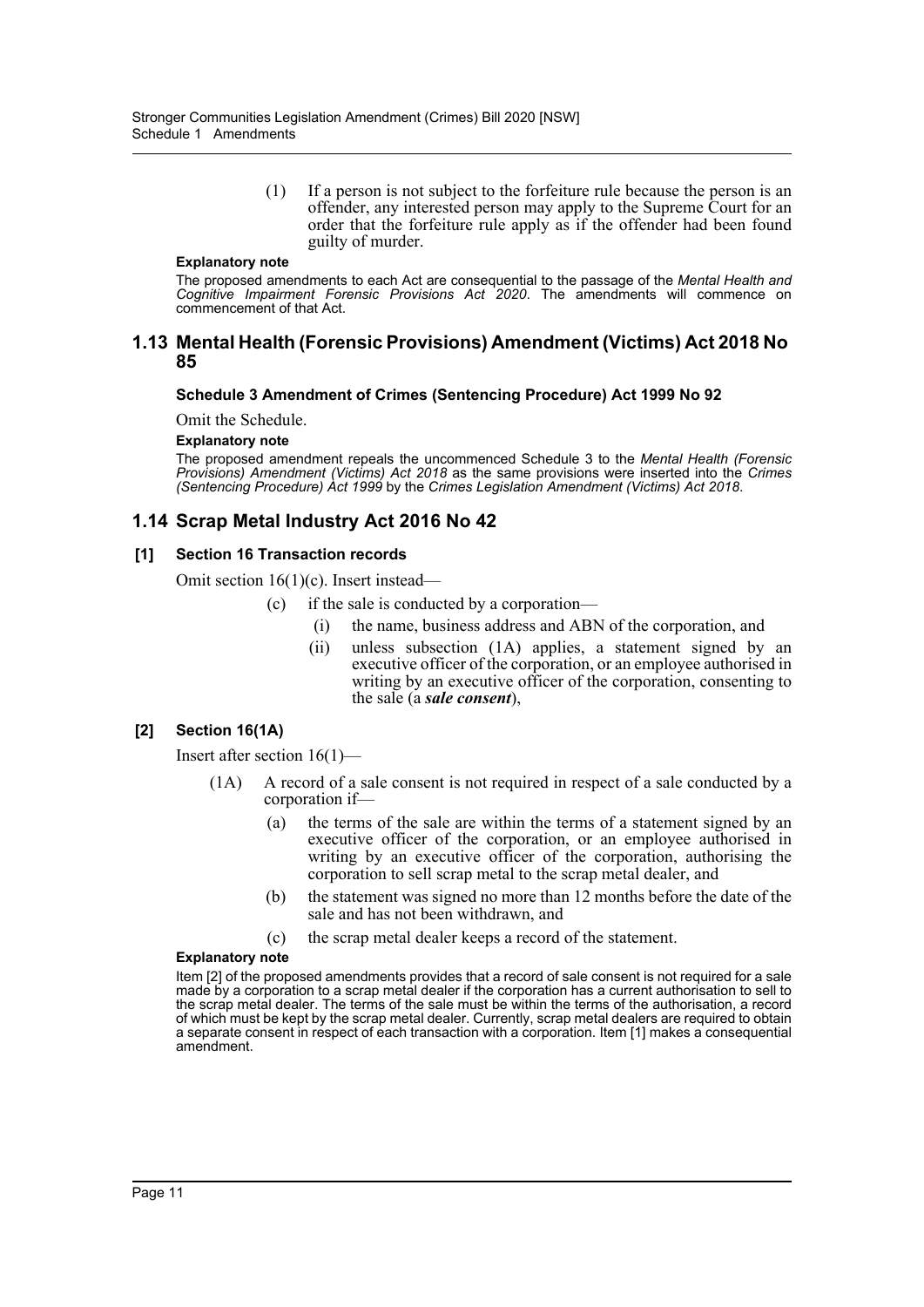(1) If a person is not subject to the forfeiture rule because the person is an offender, any interested person may apply to the Supreme Court for an order that the forfeiture rule apply as if the offender had been found guilty of murder.

**Explanatory note**

The proposed amendments to each Act are consequential to the passage of the *Mental Health and Cognitive Impairment Forensic Provisions Act 2020*. The amendments will commence on commencement of that Act.

## 1.13 Mental Health (Forensic Provisions) Amendment (Victims) Act 2018 No 85

### Schedule 3 Amendment of Crimes (Sentencing Procedure) Act 1999 No 92

Omit the Schedule.

**Explanatory note**

The proposed amendment repeals the uncommenced Schedule 3 to the *Mental Health (Forensic Provisions) Amendment (Victims) Act 2018* as the same provisions were inserted into the *Crimes (Sentencing Procedure) Act 1999* by the *Crimes Legislation Amendment (Victims) Act 2018*.

## 1.14 Scrap Metal Industry Act 2016 No 42

### [1] Section 16 Transaction records

Omit section 16(1)(c). Insert instead—

(c) if the sale is conducted by a corporation—

(i) the name, business address and ABN of the corporation, and

(ii) unless subsection (1A) applies, a statement signed by an executive officer of the corporation, or an employee authorised in writing by an executive officer of the corporation, consenting to the sale (a ***sale consent***),

### [2] Section 16(1A)

Insert after section 16(1)—

(1A) A record of a sale consent is not required in respect of a sale conducted by a corporation if—

(a) the terms of the sale are within the terms of a statement signed by an executive officer of the corporation, or an employee authorised in writing by an executive officer of the corporation, authorising the corporation to sell scrap metal to the scrap metal dealer, and

(b) the statement was signed no more than 12 months before the date of the sale and has not been withdrawn, and

(c) the scrap metal dealer keeps a record of the statement.

**Explanatory note**

Item [2] of the proposed amendments provides that a record of sale consent is not required for a sale made by a corporation to a scrap metal dealer if the corporation has a current authorisation to sell to the scrap metal dealer. The terms of the sale must be within the terms of the authorisation, a record of which must be kept by the scrap metal dealer. Currently, scrap metal dealers are required to obtain a separate consent in respect of each transaction with a corporation. Item [1] makes a consequential amendment.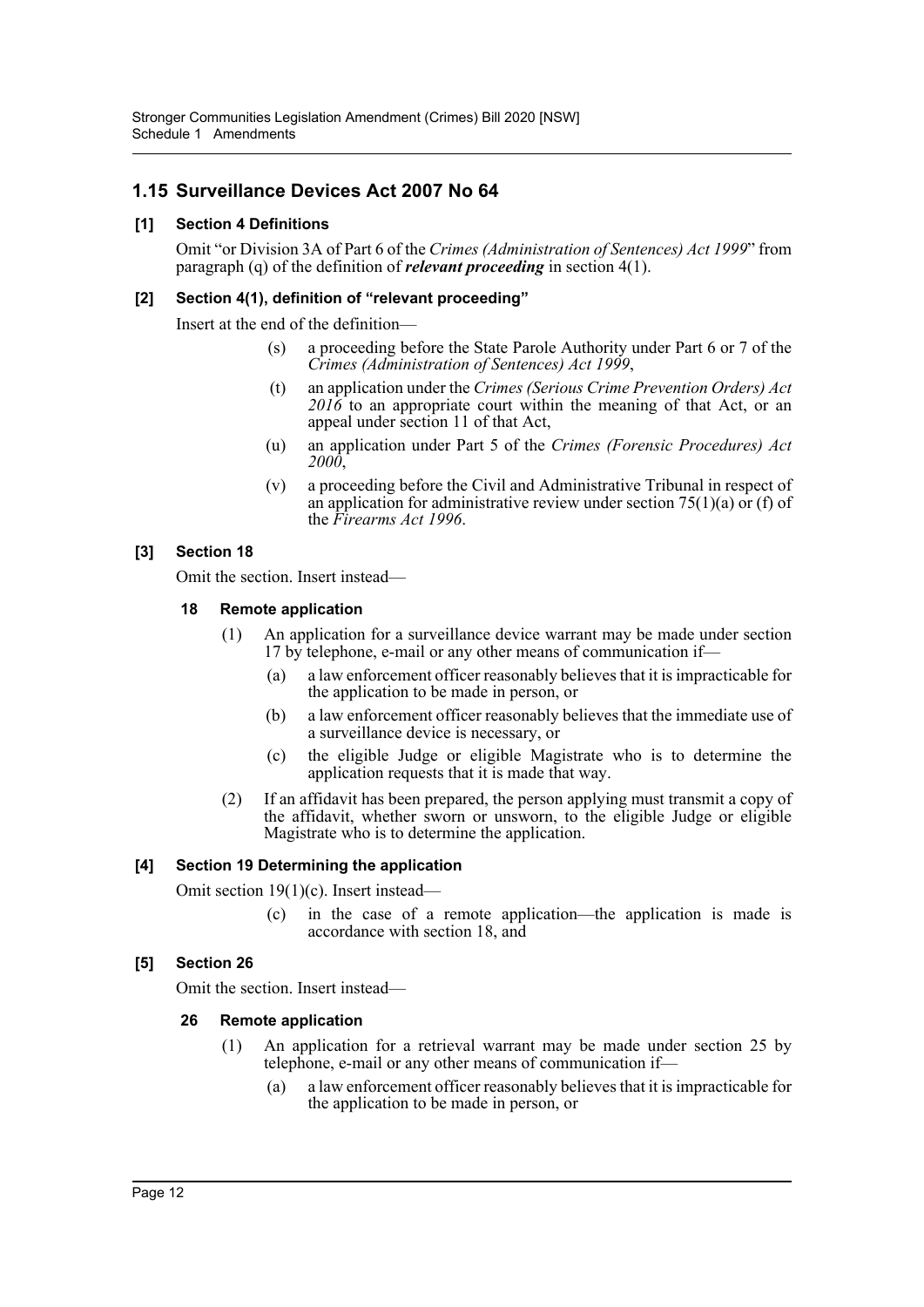## 1.15 Surveillance Devices Act 2007 No 64

### [1] Section 4 Definitions

Omit "or Division 3A of Part 6 of the *Crimes (Administration of Sentences) Act 1999*" from paragraph (q) of the definition of ***relevant proceeding*** in section 4(1).

### [2] Section 4(1), definition of "relevant proceeding"

Insert at the end of the definition—

> (s) a proceeding before the State Parole Authority under Part 6 or 7 of the *Crimes (Administration of Sentences) Act 1999*,
>
> (t) an application under the *Crimes (Serious Crime Prevention Orders) Act 2016* to an appropriate court within the meaning of that Act, or an appeal under section 11 of that Act,
>
> (u) an application under Part 5 of the *Crimes (Forensic Procedures) Act 2000*,
>
> (v) a proceeding before the Civil and Administrative Tribunal in respect of an application for administrative review under section 75(1)(a) or (f) of the *Firearms Act 1996*.

### [3] Section 18

Omit the section. Insert instead—

#### 18 Remote application

(1) An application for a surveillance device warrant may be made under section 17 by telephone, e-mail or any other means of communication if—

> (a) a law enforcement officer reasonably believes that it is impracticable for the application to be made in person, or
>
> (b) a law enforcement officer reasonably believes that the immediate use of a surveillance device is necessary, or
>
> (c) the eligible Judge or eligible Magistrate who is to determine the application requests that it is made that way.

(2) If an affidavit has been prepared, the person applying must transmit a copy of the affidavit, whether sworn or unsworn, to the eligible Judge or eligible Magistrate who is to determine the application.

### [4] Section 19 Determining the application

Omit section 19(1)(c). Insert instead—

> (c) in the case of a remote application—the application is made is accordance with section 18, and

### [5] Section 26

Omit the section. Insert instead—

#### 26 Remote application

(1) An application for a retrieval warrant may be made under section 25 by telephone, e-mail or any other means of communication if—

> (a) a law enforcement officer reasonably believes that it is impracticable for the application to be made in person, or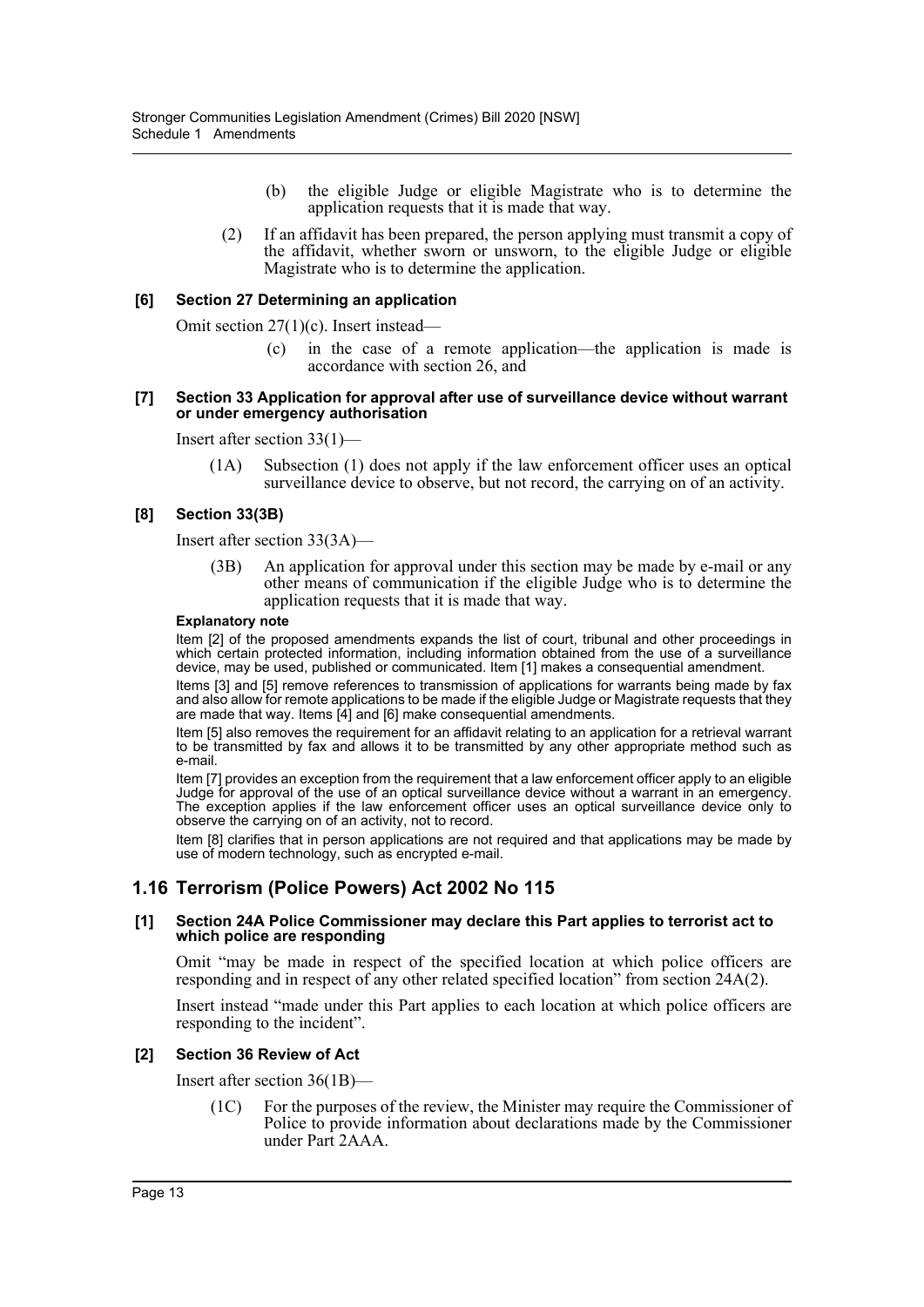(b) the eligible Judge or eligible Magistrate who is to determine the application requests that it is made that way.

(2) If an affidavit has been prepared, the person applying must transmit a copy of the affidavit, whether sworn or unsworn, to the eligible Judge or eligible Magistrate who is to determine the application.

#### [6] Section 27 Determining an application

Omit section 27(1)(c). Insert instead—

(c) in the case of a remote application—the application is made is accordance with section 26, and

#### [7] Section 33 Application for approval after use of surveillance device without warrant or under emergency authorisation

Insert after section 33(1)—

(1A) Subsection (1) does not apply if the law enforcement officer uses an optical surveillance device to observe, but not record, the carrying on of an activity.

#### [8] Section 33(3B)

Insert after section 33(3A)—

(3B) An application for approval under this section may be made by e-mail or any other means of communication if the eligible Judge who is to determine the application requests that it is made that way.

**Explanatory note**

Item [2] of the proposed amendments expands the list of court, tribunal and other proceedings in which certain protected information, including information obtained from the use of a surveillance device, may be used, published or communicated. Item [1] makes a consequential amendment.

Items [3] and [5] remove references to transmission of applications for warrants being made by fax and also allow for remote applications to be made if the eligible Judge or Magistrate requests that they are made that way. Items [4] and [6] make consequential amendments.

Item [5] also removes the requirement for an affidavit relating to an application for a retrieval warrant to be transmitted by fax and allows it to be transmitted by any other appropriate method such as e-mail.

Item [7] provides an exception from the requirement that a law enforcement officer apply to an eligible Judge for approval of the use of an optical surveillance device without a warrant in an emergency. The exception applies if the law enforcement officer uses an optical surveillance device only to observe the carrying on of an activity, not to record.

Item [8] clarifies that in person applications are not required and that applications may be made by use of modern technology, such as encrypted e-mail.

## 1.16 Terrorism (Police Powers) Act 2002 No 115

#### [1] Section 24A Police Commissioner may declare this Part applies to terrorist act to which police are responding

Omit "may be made in respect of the specified location at which police officers are responding and in respect of any other related specified location" from section 24A(2).

Insert instead "made under this Part applies to each location at which police officers are responding to the incident".

#### [2] Section 36 Review of Act

Insert after section 36(1B)—

(1C) For the purposes of the review, the Minister may require the Commissioner of Police to provide information about declarations made by the Commissioner under Part 2AAA.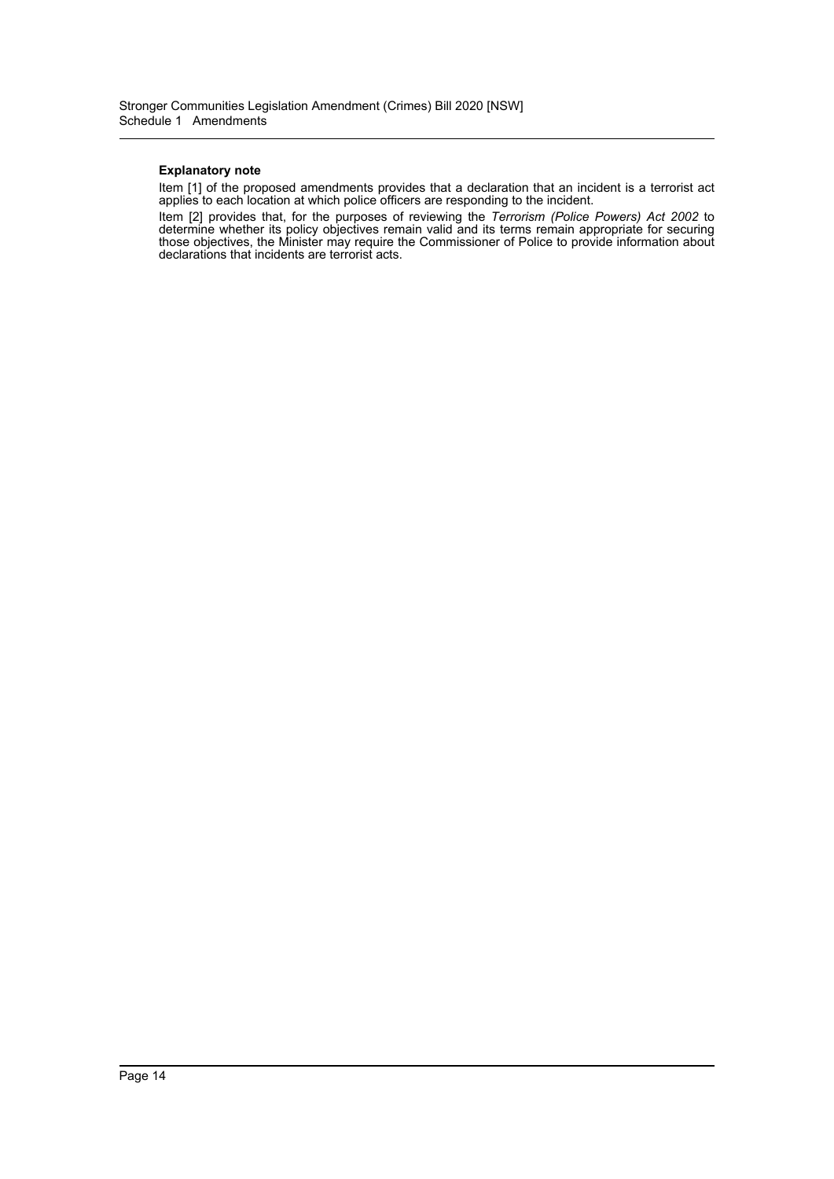**Explanatory note**

Item [1] of the proposed amendments provides that a declaration that an incident is a terrorist act applies to each location at which police officers are responding to the incident.

Item [2] provides that, for the purposes of reviewing the *Terrorism (Police Powers) Act 2002* to determine whether its policy objectives remain valid and its terms remain appropriate for securing those objectives, the Minister may require the Commissioner of Police to provide information about declarations that incidents are terrorist acts.